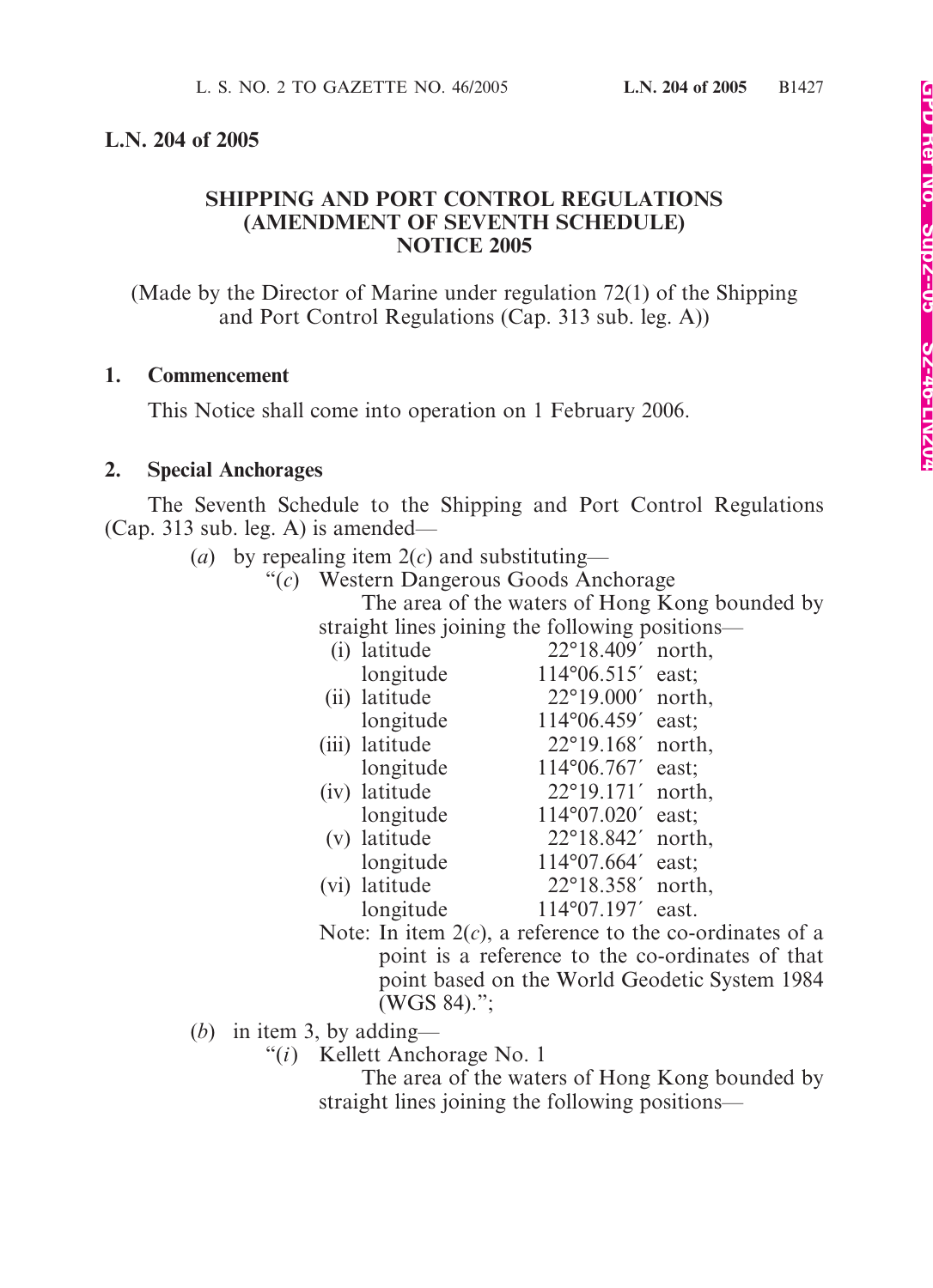**L.N. 204 of 2005**

# SHIPPING AND PORT CONTROL REGULATIONS (AMENDMENT OF SEVENTH SCHEDULE) NOTICE 2005

(Made by the Director of Marine under regulation 72(1) of the Shipping and Port Control Regulations (Cap. 313 sub. leg. A))

**1. Commencement**

This Notice shall come into operation on 1 February 2006.

**2. Special Anchorages**

The Seventh Schedule to the Shipping and Port Control Regulations (Cap. 313 sub. leg. A) is amended—

(*a*) by repealing item 2(*c*) and substituting—

"(*c*) Western Dangerous Goods Anchorage

The area of the waters of Hong Kong bounded by straight lines joining the following positions—

(i) latitude 22°18.409′ north,
longitude 114°06.515′ east;

(ii) latitude 22°19.000′ north,
longitude 114°06.459′ east;

(iii) latitude 22°19.168′ north,
longitude 114°06.767′ east;

(iv) latitude 22°19.171′ north,
longitude 114°07.020′ east;

(v) latitude 22°18.842′ north,
longitude 114°07.664′ east;

(vi) latitude 22°18.358′ north,
longitude 114°07.197′ east.

Note: In item 2(*c*), a reference to the co-ordinates of a point is a reference to the co-ordinates of that point based on the World Geodetic System 1984 (WGS 84).";

(*b*) in item 3, by adding—

"(*i*) Kellett Anchorage No. 1

The area of the waters of Hong Kong bounded by straight lines joining the following positions—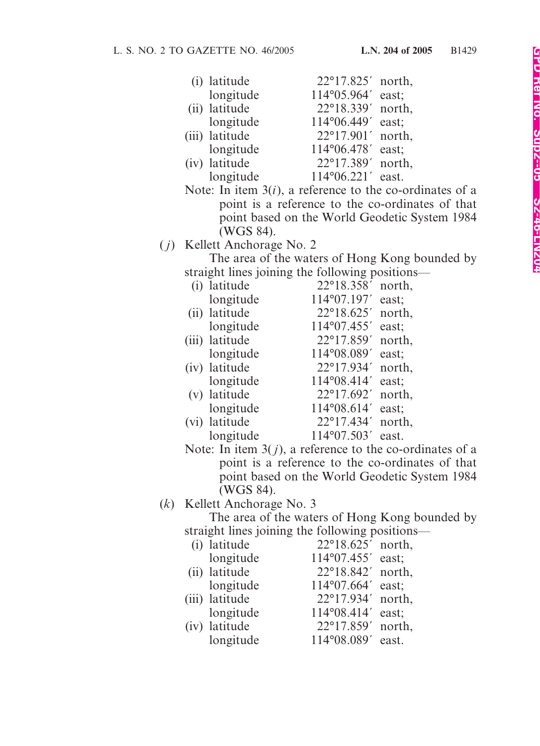(i) latitude 22°17.825′ north,
longitude 114°05.964′ east;
(ii) latitude 22°18.339′ north,
longitude 114°06.449′ east;
(iii) latitude 22°17.901′ north,
longitude 114°06.478′ east;
(iv) latitude 22°17.389′ north,
longitude 114°06.221′ east.

Note: In item 3(*i*), a reference to the co-ordinates of a point is a reference to the co-ordinates of that point based on the World Geodetic System 1984 (WGS 84).

(*j*) Kellett Anchorage No. 2

The area of the waters of Hong Kong bounded by straight lines joining the following positions—

(i) latitude 22°18.358′ north,
longitude 114°07.197′ east;
(ii) latitude 22°18.625′ north,
longitude 114°07.455′ east;
(iii) latitude 22°17.859′ north,
longitude 114°08.089′ east;
(iv) latitude 22°17.934′ north,
longitude 114°08.414′ east;
(v) latitude 22°17.692′ north,
longitude 114°08.614′ east;
(vi) latitude 22°17.434′ north,
longitude 114°07.503′ east.

Note: In item 3(*j*), a reference to the co-ordinates of a point is a reference to the co-ordinates of that point based on the World Geodetic System 1984 (WGS 84).

(*k*) Kellett Anchorage No. 3

The area of the waters of Hong Kong bounded by straight lines joining the following positions—

(i) latitude 22°18.625′ north,
longitude 114°07.455′ east;
(ii) latitude 22°18.842′ north,
longitude 114°07.664′ east;
(iii) latitude 22°17.934′ north,
longitude 114°08.414′ east;
(iv) latitude 22°17.859′ north,
longitude 114°08.089′ east.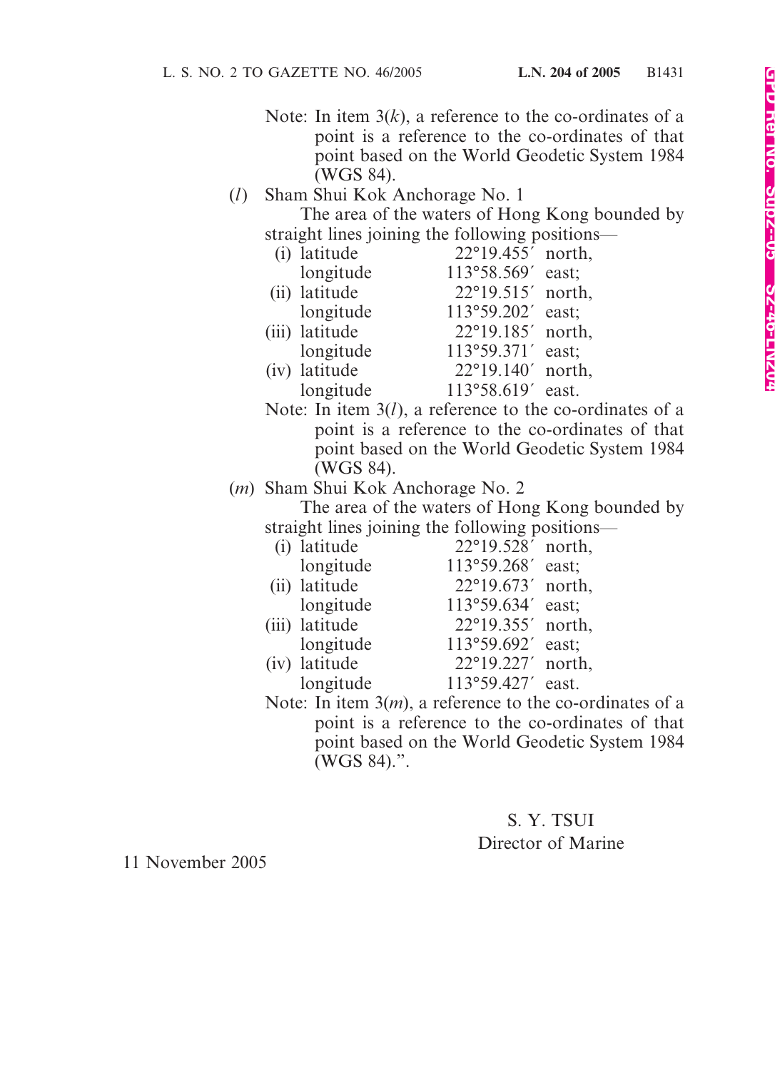Note: In item 3(*k*), a reference to the co-ordinates of a point is a reference to the co-ordinates of that point based on the World Geodetic System 1984 (WGS 84).

(*l*) Sham Shui Kok Anchorage No. 1

The area of the waters of Hong Kong bounded by straight lines joining the following positions—

| | | | |
|---|---|---|---|
| (i) | latitude | 22°19.455′ | north, |
| | longitude | 113°58.569′ | east; |
| (ii) | latitude | 22°19.515′ | north, |
| | longitude | 113°59.202′ | east; |
| (iii) | latitude | 22°19.185′ | north, |
| | longitude | 113°59.371′ | east; |
| (iv) | latitude | 22°19.140′ | north, |
| | longitude | 113°58.619′ | east. |

Note: In item 3(*l*), a reference to the co-ordinates of a point is a reference to the co-ordinates of that point based on the World Geodetic System 1984 (WGS 84).

(*m*) Sham Shui Kok Anchorage No. 2

The area of the waters of Hong Kong bounded by straight lines joining the following positions—

| | | | |
|---|---|---|---|
| (i) | latitude | 22°19.528′ | north, |
| | longitude | 113°59.268′ | east; |
| (ii) | latitude | 22°19.673′ | north, |
| | longitude | 113°59.634′ | east; |
| (iii) | latitude | 22°19.355′ | north, |
| | longitude | 113°59.692′ | east; |
| (iv) | latitude | 22°19.227′ | north, |
| | longitude | 113°59.427′ | east. |

Note: In item 3(*m*), a reference to the co-ordinates of a point is a reference to the co-ordinates of that point based on the World Geodetic System 1984 (WGS 84).”.

S. Y. TSUI
Director of Marine

11 November 2005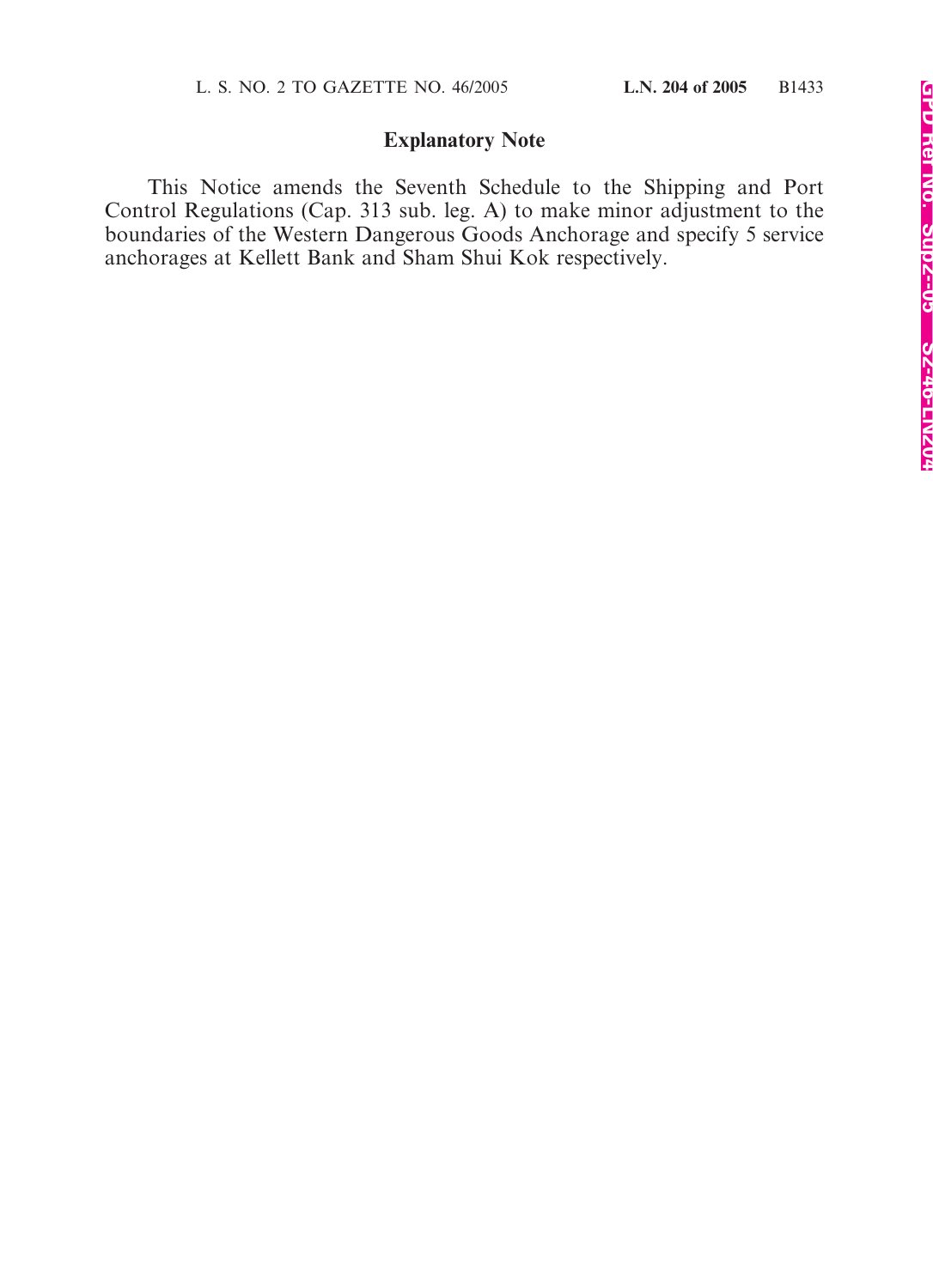## Explanatory Note

This Notice amends the Seventh Schedule to the Shipping and Port Control Regulations (Cap. 313 sub. leg. A) to make minor adjustment to the boundaries of the Western Dangerous Goods Anchorage and specify 5 service anchorages at Kellett Bank and Sham Shui Kok respectively.